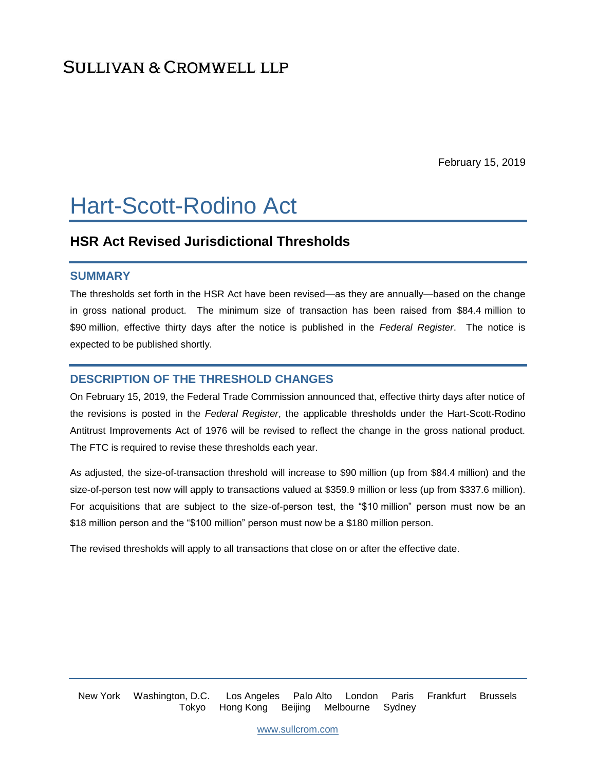# SULLIVAN & CROMWELL LLP

February 15, 2019

# Hart-Scott-Rodino Act

## HSR Act Revised Jurisdictional Thresholds

### SUMMARY

The thresholds set forth in the HSR Act have been revised—as they are annually—based on the change in gross national product. The minimum size of transaction has been raised from $84.4 million to $90 million, effective thirty days after the notice is published in the *Federal Register*. The notice is expected to be published shortly.

### DESCRIPTION OF THE THRESHOLD CHANGES

On February 15, 2019, the Federal Trade Commission announced that, effective thirty days after notice of the revisions is posted in the *Federal Register*, the applicable thresholds under the Hart-Scott-Rodino Antitrust Improvements Act of 1976 will be revised to reflect the change in the gross national product. The FTC is required to revise these thresholds each year.

As adjusted, the size-of-transaction threshold will increase to $90 million (up from $84.4 million) and the size-of-person test now will apply to transactions valued at $359.9 million or less (up from $337.6 million). For acquisitions that are subject to the size-of-person test, the "$10 million" person must now be an $18 million person and the "$100 million" person must now be a $180 million person.

The revised thresholds will apply to all transactions that close on or after the effective date.

New York Washington, D.C. Los Angeles Palo Alto London Paris Frankfurt Brussels
Tokyo Hong Kong Beijing Melbourne Sydney

www.sullcrom.com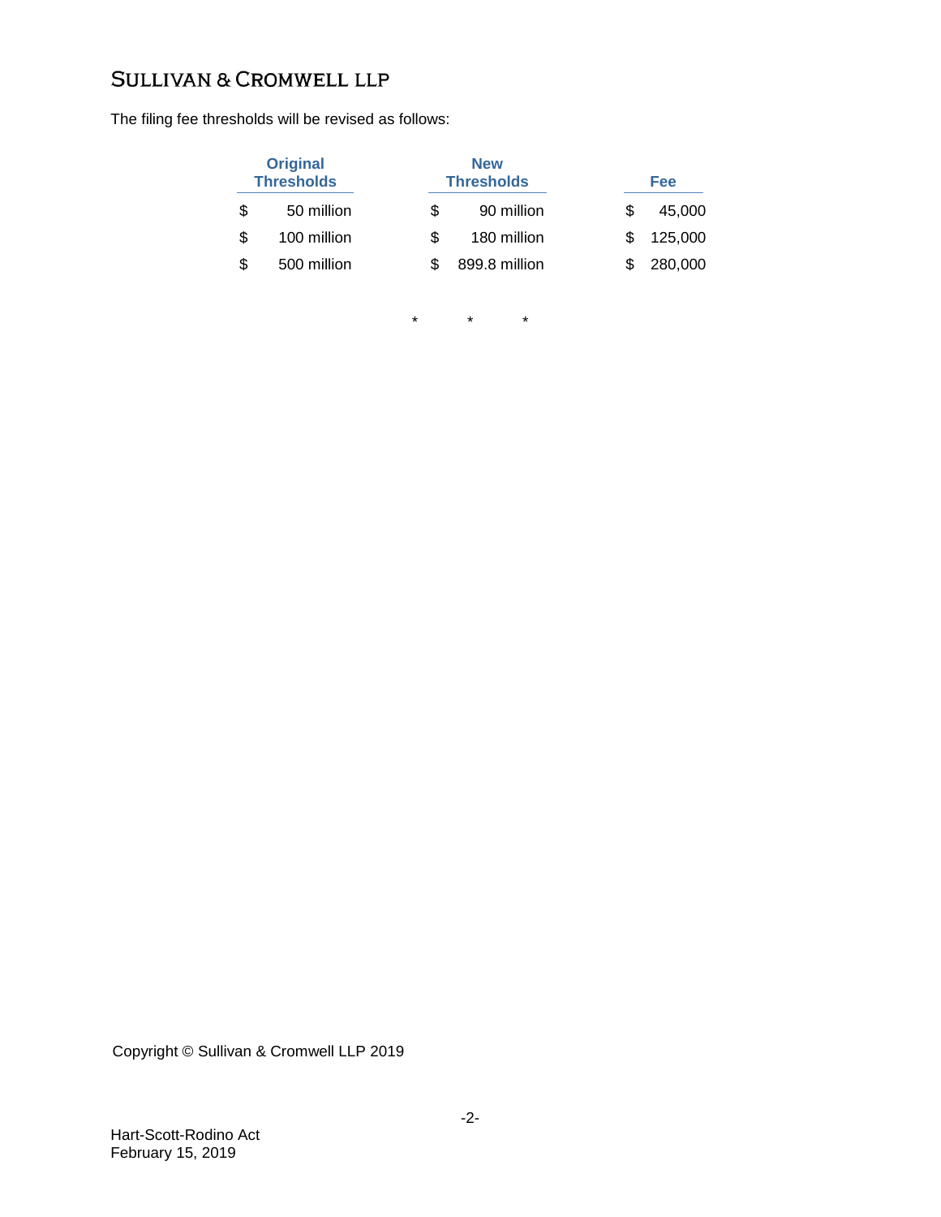The filing fee thresholds will be revised as follows:

| Original Thresholds | New Thresholds | Fee |
| --- | --- | --- |
| $ 50 million | $ 90 million | $ 45,000 |
| $ 100 million | $ 180 million | $ 125,000 |
| $ 500 million | $ 899.8 million | $ 280,000 |

\*      \*      \*

Copyright © Sullivan & Cromwell LLP 2019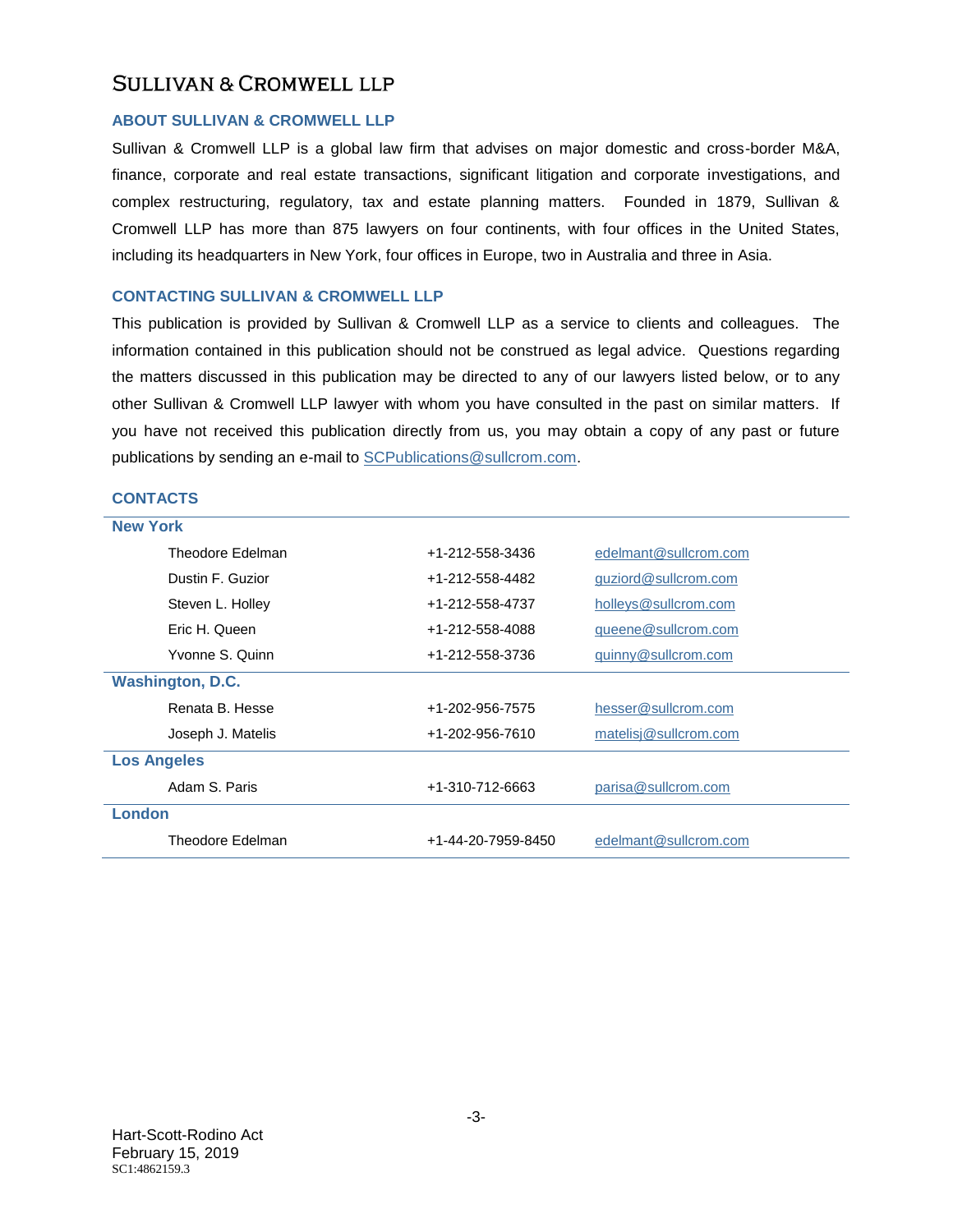# SULLIVAN & CROMWELL LLP

## ABOUT SULLIVAN & CROMWELL LLP

Sullivan & Cromwell LLP is a global law firm that advises on major domestic and cross-border M&A, finance, corporate and real estate transactions, significant litigation and corporate investigations, and complex restructuring, regulatory, tax and estate planning matters. Founded in 1879, Sullivan & Cromwell LLP has more than 875 lawyers on four continents, with four offices in the United States, including its headquarters in New York, four offices in Europe, two in Australia and three in Asia.

## CONTACTING SULLIVAN & CROMWELL LLP

This publication is provided by Sullivan & Cromwell LLP as a service to clients and colleagues. The information contained in this publication should not be construed as legal advice. Questions regarding the matters discussed in this publication may be directed to any of our lawyers listed below, or to any other Sullivan & Cromwell LLP lawyer with whom you have consulted in the past on similar matters. If you have not received this publication directly from us, you may obtain a copy of any past or future publications by sending an e-mail to SCPublications@sullcrom.com.

## CONTACTS

| | | |
|---|---|---|
| **New York** | | |
| Theodore Edelman | +1-212-558-3436 | edelmant@sullcrom.com |
| Dustin F. Guzior | +1-212-558-4482 | guziord@sullcrom.com |
| Steven L. Holley | +1-212-558-4737 | holleys@sullcrom.com |
| Eric H. Queen | +1-212-558-4088 | queene@sullcrom.com |
| Yvonne S. Quinn | +1-212-558-3736 | quinny@sullcrom.com |
| **Washington, D.C.** | | |
| Renata B. Hesse | +1-202-956-7575 | hesser@sullcrom.com |
| Joseph J. Matelis | +1-202-956-7610 | matelisj@sullcrom.com |
| **Los Angeles** | | |
| Adam S. Paris | +1-310-712-6663 | parisa@sullcrom.com |
| **London** | | |
| Theodore Edelman | +1-44-20-7959-8450 | edelmant@sullcrom.com |

Hart-Scott-Rodino Act
February 15, 2019
SC1:4862159.3